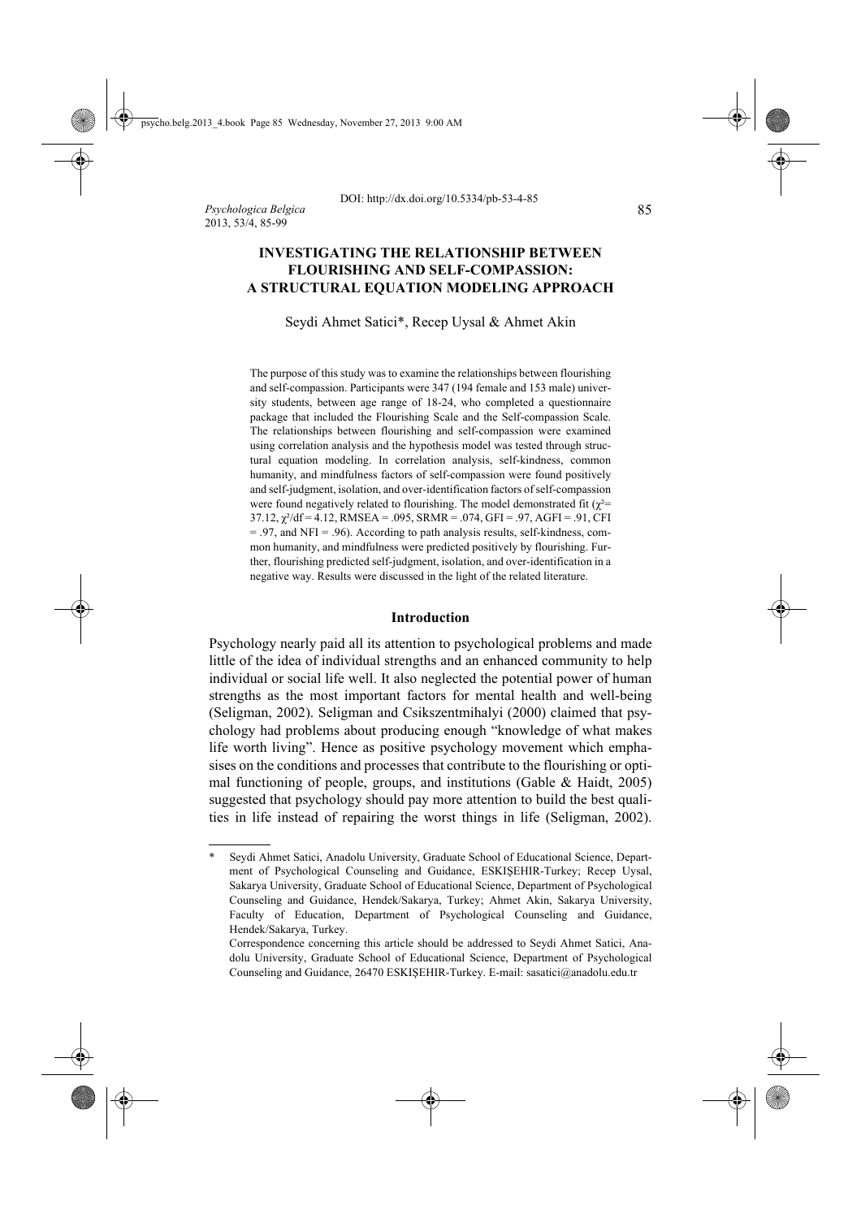DOI: http://dx.doi.org/10.5334/pb-53-4-85

# INVESTIGATING THE RELATIONSHIP BETWEEN FLOURISHING AND SELF-COMPASSION: A STRUCTURAL EQUATION MODELING APPROACH

Seydi Ahmet Satici*, Recep Uysal & Ahmet Akin

The purpose of this study was to examine the relationships between flourishing and self-compassion. Participants were 347 (194 female and 153 male) university students, between age range of 18-24, who completed a questionnaire package that included the Flourishing Scale and the Self-compassion Scale. The relationships between flourishing and self-compassion were examined using correlation analysis and the hypothesis model was tested through structural equation modeling. In correlation analysis, self-kindness, common humanity, and mindfulness factors of self-compassion were found positively and self-judgment, isolation, and over-identification factors of self-compassion were found negatively related to flourishing. The model demonstrated fit ($\chi^2$= 37.12, $\chi^2$/df = 4.12, RMSEA = .095, SRMR = .074, GFI = .97, AGFI = .91, CFI = .97, and NFI = .96). According to path analysis results, self-kindness, common humanity, and mindfulness were predicted positively by flourishing. Further, flourishing predicted self-judgment, isolation, and over-identification in a negative way. Results were discussed in the light of the related literature.

## Introduction

Psychology nearly paid all its attention to psychological problems and made little of the idea of individual strengths and an enhanced community to help individual or social life well. It also neglected the potential power of human strengths as the most important factors for mental health and well-being (Seligman, 2002). Seligman and Csikszentmihalyi (2000) claimed that psychology had problems about producing enough "knowledge of what makes life worth living". Hence as positive psychology movement which emphasises on the conditions and processes that contribute to the flourishing or optimal functioning of people, groups, and institutions (Gable & Haidt, 2005) suggested that psychology should pay more attention to build the best qualities in life instead of repairing the worst things in life (Seligman, 2002).

---

\* Seydi Ahmet Satici, Anadolu University, Graduate School of Educational Science, Department of Psychological Counseling and Guidance, ESKIŞEHIR-Turkey; Recep Uysal, Sakarya University, Graduate School of Educational Science, Department of Psychological Counseling and Guidance, Hendek/Sakarya, Turkey; Ahmet Akin, Sakarya University, Faculty of Education, Department of Psychological Counseling and Guidance, Hendek/Sakarya, Turkey.

Correspondence concerning this article should be addressed to Seydi Ahmet Satici, Anadolu University, Graduate School of Educational Science, Department of Psychological Counseling and Guidance, 26470 ESKIŞEHIR-Turkey. E-mail: sasatici@anadolu.edu.tr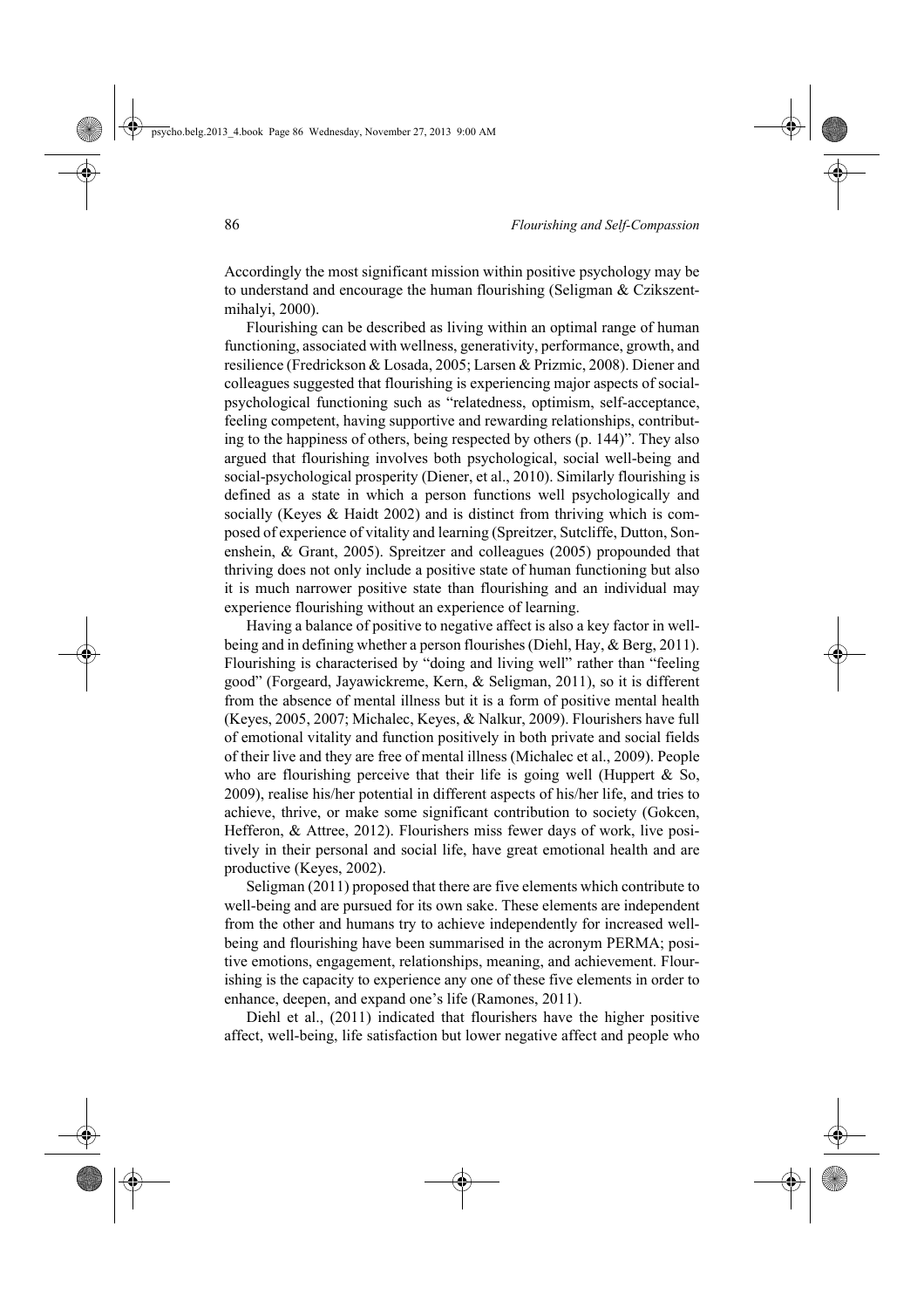Accordingly the most significant mission within positive psychology may be to understand and encourage the human flourishing (Seligman & Czikszentmihalyi, 2000).

Flourishing can be described as living within an optimal range of human functioning, associated with wellness, generativity, performance, growth, and resilience (Fredrickson & Losada, 2005; Larsen & Prizmic, 2008). Diener and colleagues suggested that flourishing is experiencing major aspects of social-psychological functioning such as "relatedness, optimism, self-acceptance, feeling competent, having supportive and rewarding relationships, contributing to the happiness of others, being respected by others (p. 144)". They also argued that flourishing involves both psychological, social well-being and social-psychological prosperity (Diener, et al., 2010). Similarly flourishing is defined as a state in which a person functions well psychologically and socially (Keyes & Haidt 2002) and is distinct from thriving which is composed of experience of vitality and learning (Spreitzer, Sutcliffe, Dutton, Sonenshein, & Grant, 2005). Spreitzer and colleagues (2005) propounded that thriving does not only include a positive state of human functioning but also it is much narrower positive state than flourishing and an individual may experience flourishing without an experience of learning.

Having a balance of positive to negative affect is also a key factor in well-being and in defining whether a person flourishes (Diehl, Hay, & Berg, 2011). Flourishing is characterised by "doing and living well" rather than "feeling good" (Forgeard, Jayawickreme, Kern, & Seligman, 2011), so it is different from the absence of mental illness but it is a form of positive mental health (Keyes, 2005, 2007; Michalec, Keyes, & Nalkur, 2009). Flourishers have full of emotional vitality and function positively in both private and social fields of their live and they are free of mental illness (Michalec et al., 2009). People who are flourishing perceive that their life is going well (Huppert & So, 2009), realise his/her potential in different aspects of his/her life, and tries to achieve, thrive, or make some significant contribution to society (Gokcen, Hefferon, & Attree, 2012). Flourishers miss fewer days of work, live positively in their personal and social life, have great emotional health and are productive (Keyes, 2002).

Seligman (2011) proposed that there are five elements which contribute to well-being and are pursued for its own sake. These elements are independent from the other and humans try to achieve independently for increased well-being and flourishing have been summarised in the acronym PERMA; positive emotions, engagement, relationships, meaning, and achievement. Flourishing is the capacity to experience any one of these five elements in order to enhance, deepen, and expand one's life (Ramones, 2011).

Diehl et al., (2011) indicated that flourishers have the higher positive affect, well-being, life satisfaction but lower negative affect and people who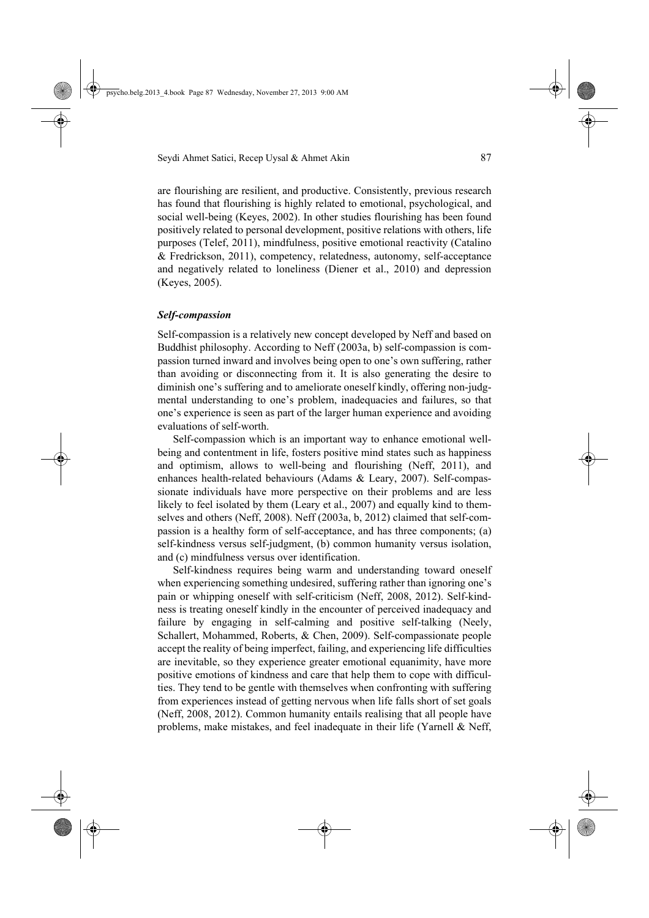are flourishing are resilient, and productive. Consistently, previous research has found that flourishing is highly related to emotional, psychological, and social well-being (Keyes, 2002). In other studies flourishing has been found positively related to personal development, positive relations with others, life purposes (Telef, 2011), mindfulness, positive emotional reactivity (Catalino & Fredrickson, 2011), competency, relatedness, autonomy, self-acceptance and negatively related to loneliness (Diener et al., 2010) and depression (Keyes, 2005).

### *Self-compassion*

Self-compassion is a relatively new concept developed by Neff and based on Buddhist philosophy. According to Neff (2003a, b) self-compassion is compassion turned inward and involves being open to one's own suffering, rather than avoiding or disconnecting from it. It is also generating the desire to diminish one's suffering and to ameliorate oneself kindly, offering non-judgmental understanding to one's problem, inadequacies and failures, so that one's experience is seen as part of the larger human experience and avoiding evaluations of self-worth.

Self-compassion which is an important way to enhance emotional well-being and contentment in life, fosters positive mind states such as happiness and optimism, allows to well-being and flourishing (Neff, 2011), and enhances health-related behaviours (Adams & Leary, 2007). Self-compassionate individuals have more perspective on their problems and are less likely to feel isolated by them (Leary et al., 2007) and equally kind to themselves and others (Neff, 2008). Neff (2003a, b, 2012) claimed that self-compassion is a healthy form of self-acceptance, and has three components; (a) self-kindness versus self-judgment, (b) common humanity versus isolation, and (c) mindfulness versus over identification.

Self-kindness requires being warm and understanding toward oneself when experiencing something undesired, suffering rather than ignoring one's pain or whipping oneself with self-criticism (Neff, 2008, 2012). Self-kindness is treating oneself kindly in the encounter of perceived inadequacy and failure by engaging in self-calming and positive self-talking (Neely, Schallert, Mohammed, Roberts, & Chen, 2009). Self-compassionate people accept the reality of being imperfect, failing, and experiencing life difficulties are inevitable, so they experience greater emotional equanimity, have more positive emotions of kindness and care that help them to cope with difficulties. They tend to be gentle with themselves when confronting with suffering from experiences instead of getting nervous when life falls short of set goals (Neff, 2008, 2012). Common humanity entails realising that all people have problems, make mistakes, and feel inadequate in their life (Yarnell & Neff,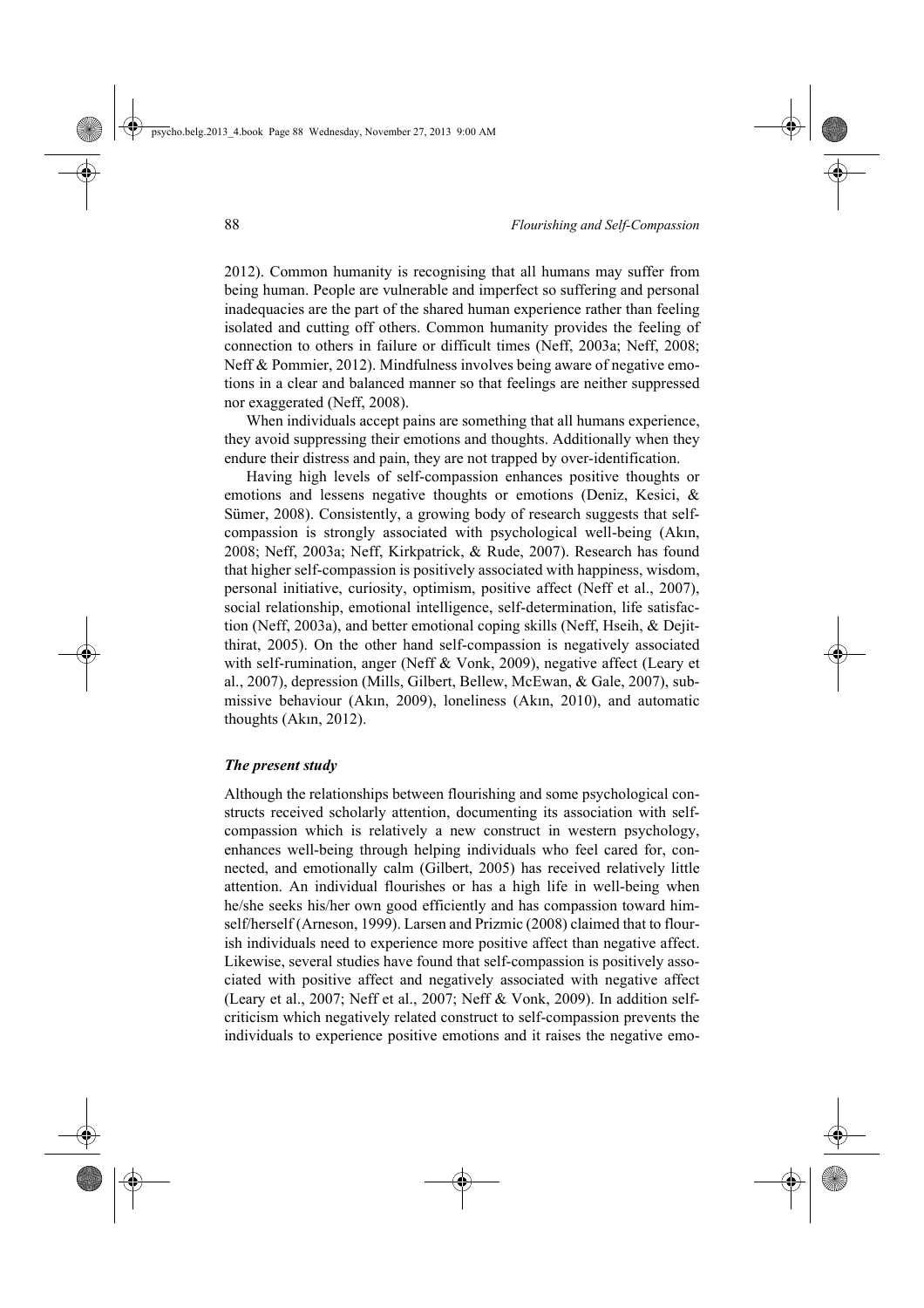2012). Common humanity is recognising that all humans may suffer from being human. People are vulnerable and imperfect so suffering and personal inadequacies are the part of the shared human experience rather than feeling isolated and cutting off others. Common humanity provides the feeling of connection to others in failure or difficult times (Neff, 2003a; Neff, 2008; Neff & Pommier, 2012). Mindfulness involves being aware of negative emotions in a clear and balanced manner so that feelings are neither suppressed nor exaggerated (Neff, 2008).

When individuals accept pains are something that all humans experience, they avoid suppressing their emotions and thoughts. Additionally when they endure their distress and pain, they are not trapped by over-identification.

Having high levels of self-compassion enhances positive thoughts or emotions and lessens negative thoughts or emotions (Deniz, Kesici, & Sümer, 2008). Consistently, a growing body of research suggests that self-compassion is strongly associated with psychological well-being (Akın, 2008; Neff, 2003a; Neff, Kirkpatrick, & Rude, 2007). Research has found that higher self-compassion is positively associated with happiness, wisdom, personal initiative, curiosity, optimism, positive affect (Neff et al., 2007), social relationship, emotional intelligence, self-determination, life satisfaction (Neff, 2003a), and better emotional coping skills (Neff, Hseih, & Dejitthirat, 2005). On the other hand self-compassion is negatively associated with self-rumination, anger (Neff & Vonk, 2009), negative affect (Leary et al., 2007), depression (Mills, Gilbert, Bellew, McEwan, & Gale, 2007), submissive behaviour (Akın, 2009), loneliness (Akın, 2010), and automatic thoughts (Akın, 2012).

### *The present study*

Although the relationships between flourishing and some psychological constructs received scholarly attention, documenting its association with self-compassion which is relatively a new construct in western psychology, enhances well-being through helping individuals who feel cared for, connected, and emotionally calm (Gilbert, 2005) has received relatively little attention. An individual flourishes or has a high life in well-being when he/she seeks his/her own good efficiently and has compassion toward himself/herself (Arneson, 1999). Larsen and Prizmic (2008) claimed that to flourish individuals need to experience more positive affect than negative affect. Likewise, several studies have found that self-compassion is positively associated with positive affect and negatively associated with negative affect (Leary et al., 2007; Neff et al., 2007; Neff & Vonk, 2009). In addition self-criticism which negatively related construct to self-compassion prevents the individuals to experience positive emotions and it raises the negative emo-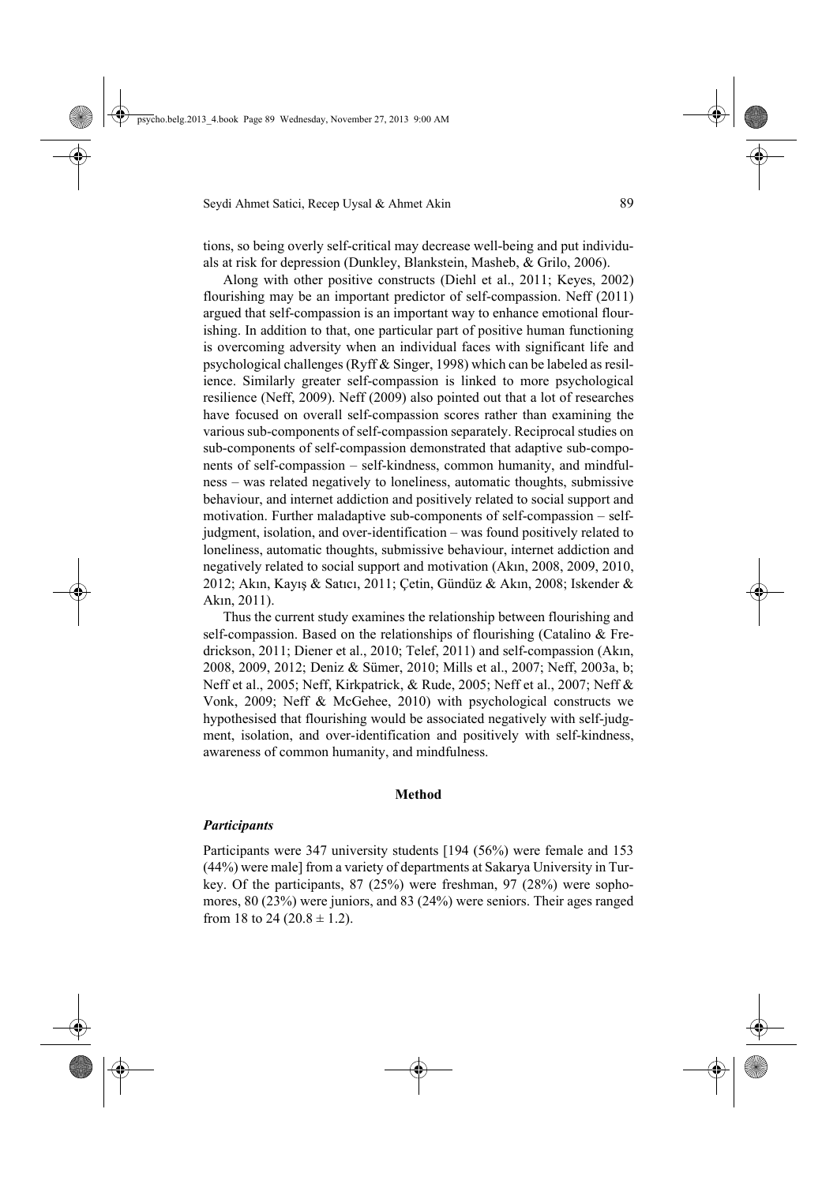tions, so being overly self-critical may decrease well-being and put individuals at risk for depression (Dunkley, Blankstein, Masheb, & Grilo, 2006).

Along with other positive constructs (Diehl et al., 2011; Keyes, 2002) flourishing may be an important predictor of self-compassion. Neff (2011) argued that self-compassion is an important way to enhance emotional flourishing. In addition to that, one particular part of positive human functioning is overcoming adversity when an individual faces with significant life and psychological challenges (Ryff & Singer, 1998) which can be labeled as resilience. Similarly greater self-compassion is linked to more psychological resilience (Neff, 2009). Neff (2009) also pointed out that a lot of researches have focused on overall self-compassion scores rather than examining the various sub-components of self-compassion separately. Reciprocal studies on sub-components of self-compassion demonstrated that adaptive sub-components of self-compassion – self-kindness, common humanity, and mindfulness – was related negatively to loneliness, automatic thoughts, submissive behaviour, and internet addiction and positively related to social support and motivation. Further maladaptive sub-components of self-compassion – self-judgment, isolation, and over-identification – was found positively related to loneliness, automatic thoughts, submissive behaviour, internet addiction and negatively related to social support and motivation (Akın, 2008, 2009, 2010, 2012; Akın, Kayış & Satıcı, 2011; Çetin, Gündüz & Akın, 2008; Iskender & Akın, 2011).

Thus the current study examines the relationship between flourishing and self-compassion. Based on the relationships of flourishing (Catalino & Fredrickson, 2011; Diener et al., 2010; Telef, 2011) and self-compassion (Akın, 2008, 2009, 2012; Deniz & Sümer, 2010; Mills et al., 2007; Neff, 2003a, b; Neff et al., 2005; Neff, Kirkpatrick, & Rude, 2005; Neff et al., 2007; Neff & Vonk, 2009; Neff & McGehee, 2010) with psychological constructs we hypothesised that flourishing would be associated negatively with self-judgment, isolation, and over-identification and positively with self-kindness, awareness of common humanity, and mindfulness.

## Method

### *Participants*

Participants were 347 university students [194 (56%) were female and 153 (44%) were male] from a variety of departments at Sakarya University in Turkey. Of the participants, 87 (25%) were freshman, 97 (28%) were sophomores, 80 (23%) were juniors, and 83 (24%) were seniors. Their ages ranged from 18 to 24 ($20.8 \pm 1.2$).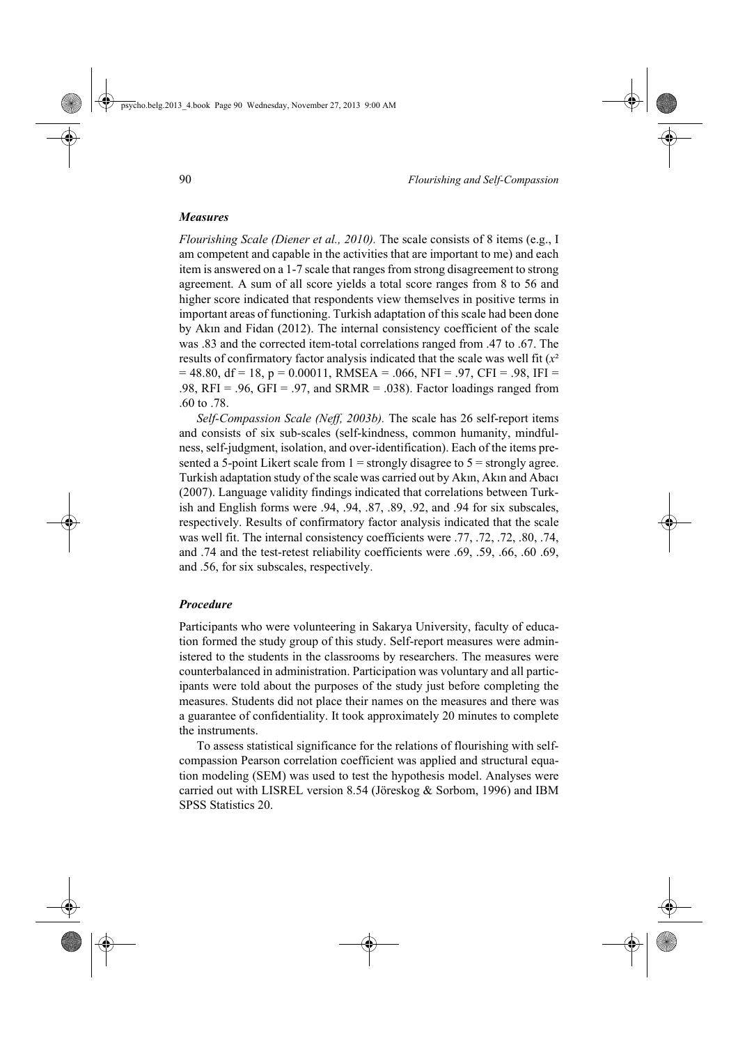### Measures

*Flourishing Scale (Diener et al., 2010).* The scale consists of 8 items (e.g., I am competent and capable in the activities that are important to me) and each item is answered on a 1-7 scale that ranges from strong disagreement to strong agreement. A sum of all score yields a total score ranges from 8 to 56 and higher score indicated that respondents view themselves in positive terms in important areas of functioning. Turkish adaptation of this scale had been done by Akın and Fidan (2012). The internal consistency coefficient of the scale was .83 and the corrected item-total correlations ranged from .47 to .67. The results of confirmatory factor analysis indicated that the scale was well fit ($x^2$ = 48.80, df = 18, p = 0.00011, RMSEA = .066, NFI = .97, CFI = .98, IFI = .98, RFI = .96, GFI = .97, and SRMR = .038). Factor loadings ranged from .60 to .78.

*Self-Compassion Scale (Neff, 2003b).* The scale has 26 self-report items and consists of six sub-scales (self-kindness, common humanity, mindfulness, self-judgment, isolation, and over-identification). Each of the items presented a 5-point Likert scale from 1 = strongly disagree to 5 = strongly agree. Turkish adaptation study of the scale was carried out by Akın, Akın and Abacı (2007). Language validity findings indicated that correlations between Turkish and English forms were .94, .94, .87, .89, .92, and .94 for six subscales, respectively. Results of confirmatory factor analysis indicated that the scale was well fit. The internal consistency coefficients were .77, .72, .72, .80, .74, and .74 and the test-retest reliability coefficients were .69, .59, .66, .60 .69, and .56, for six subscales, respectively.

### Procedure

Participants who were volunteering in Sakarya University, faculty of education formed the study group of this study. Self-report measures were administered to the students in the classrooms by researchers. The measures were counterbalanced in administration. Participation was voluntary and all participants were told about the purposes of the study just before completing the measures. Students did not place their names on the measures and there was a guarantee of confidentiality. It took approximately 20 minutes to complete the instruments.

To assess statistical significance for the relations of flourishing with self-compassion Pearson correlation coefficient was applied and structural equation modeling (SEM) was used to test the hypothesis model. Analyses were carried out with LISREL version 8.54 (Jöreskog & Sorbom, 1996) and IBM SPSS Statistics 20.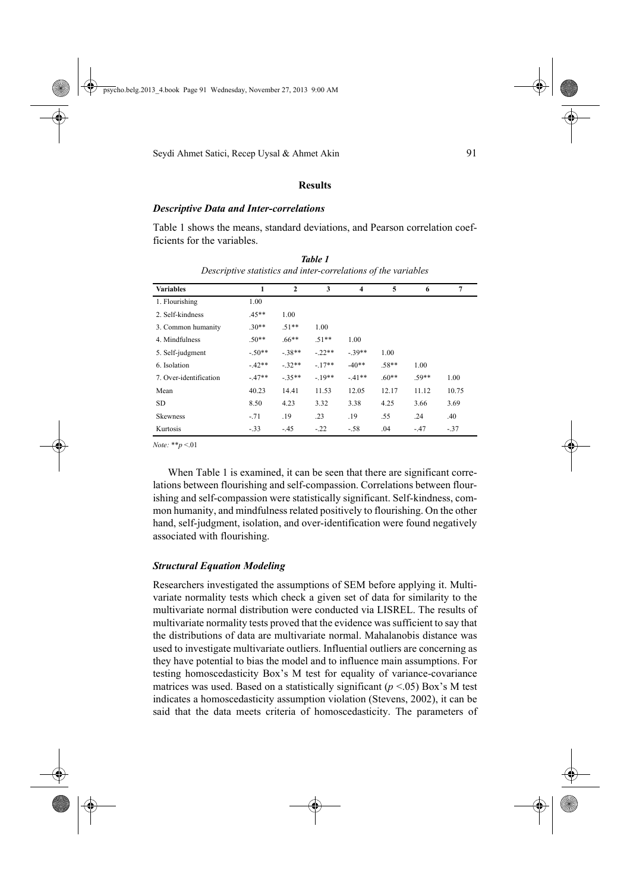## Results

### *Descriptive Data and Inter-correlations*

Table 1 shows the means, standard deviations, and Pearson correlation coefficients for the variables.

***Table 1***
*Descriptive statistics and inter-correlations of the variables*

| Variables | 1 | 2 | 3 | 4 | 5 | 6 | 7 |
|---|---|---|---|---|---|---|---|
| 1. Flourishing | 1.00 | | | | | | |
| 2. Self-kindness | .45** | 1.00 | | | | | |
| 3. Common humanity | .30** | .51** | 1.00 | | | | |
| 4. Mindfulness | .50** | .66** | .51** | 1.00 | | | |
| 5. Self-judgment | -.50** | -.38** | -.22** | -.39** | 1.00 | | |
| 6. Isolation | -.42** | -.32** | -.17** | -40** | .58** | 1.00 | |
| 7. Over-identification | -.47** | -.35** | -.19** | -.41** | .60** | .59** | 1.00 |
| Mean | 40.23 | 14.41 | 11.53 | 12.05 | 12.17 | 11.12 | 10.75 |
| SD | 8.50 | 4.23 | 3.32 | 3.38 | 4.25 | 3.66 | 3.69 |
| Skewness | -.71 | .19 | .23 | .19 | .55 | .24 | .40 |
| Kurtosis | -.33 | -.45 | -.22 | -.58 | .04 | -.47 | -.37 |

*Note:* **$p$ <.01

When Table 1 is examined, it can be seen that there are significant correlations between flourishing and self-compassion. Correlations between flourishing and self-compassion were statistically significant. Self-kindness, common humanity, and mindfulness related positively to flourishing. On the other hand, self-judgment, isolation, and over-identification were found negatively associated with flourishing.

### *Structural Equation Modeling*

Researchers investigated the assumptions of SEM before applying it. Multivariate normality tests which check a given set of data for similarity to the multivariate normal distribution were conducted via LISREL. The results of multivariate normality tests proved that the evidence was sufficient to say that the distributions of data are multivariate normal. Mahalanobis distance was used to investigate multivariate outliers. Influential outliers are concerning as they have potential to bias the model and to influence main assumptions. For testing homoscedasticity Box's M test for equality of variance-covariance matrices was used. Based on a statistically significant ($p$ <.05) Box's M test indicates a homoscedasticity assumption violation (Stevens, 2002), it can be said that the data meets criteria of homoscedasticity. The parameters of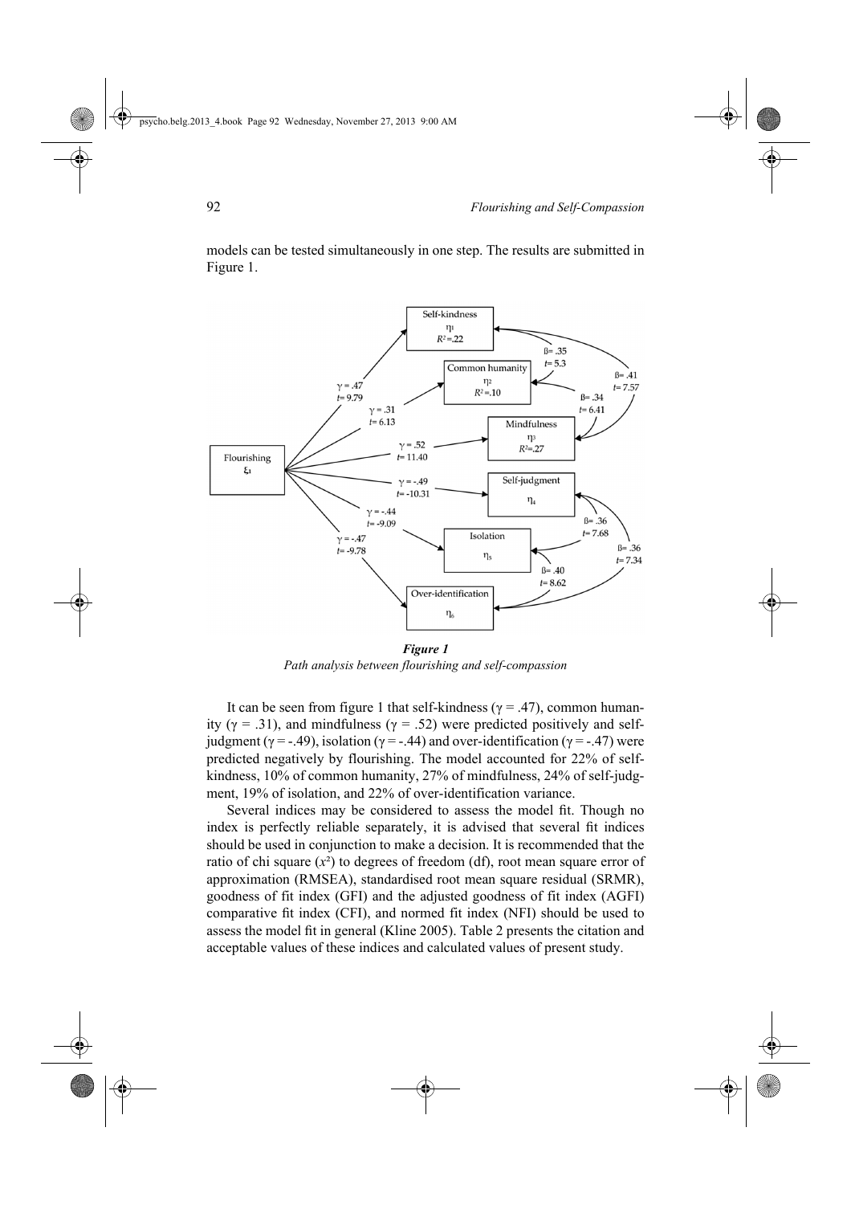models can be tested simultaneously in one step. The results are submitted in Figure 1.

***Figure 1***
*Path analysis between flourishing and self-compassion*

It can be seen from figure 1 that self-kindness ($\gamma = .47$), common humanity ($\gamma = .31$), and mindfulness ($\gamma = .52$) were predicted positively and self-judgment ($\gamma = -.49$), isolation ($\gamma = -.44$) and over-identification ($\gamma = -.47$) were predicted negatively by flourishing. The model accounted for 22% of self-kindness, 10% of common humanity, 27% of mindfulness, 24% of self-judgment, 19% of isolation, and 22% of over-identification variance.

Several indices may be considered to assess the model fit. Though no index is perfectly reliable separately, it is advised that several fit indices should be used in conjunction to make a decision. It is recommended that the ratio of chi square ($x^2$) to degrees of freedom (df), root mean square error of approximation (RMSEA), standardised root mean square residual (SRMR), goodness of fit index (GFI) and the adjusted goodness of fit index (AGFI) comparative fit index (CFI), and normed fit index (NFI) should be used to assess the model fit in general (Kline 2005). Table 2 presents the citation and acceptable values of these indices and calculated values of present study.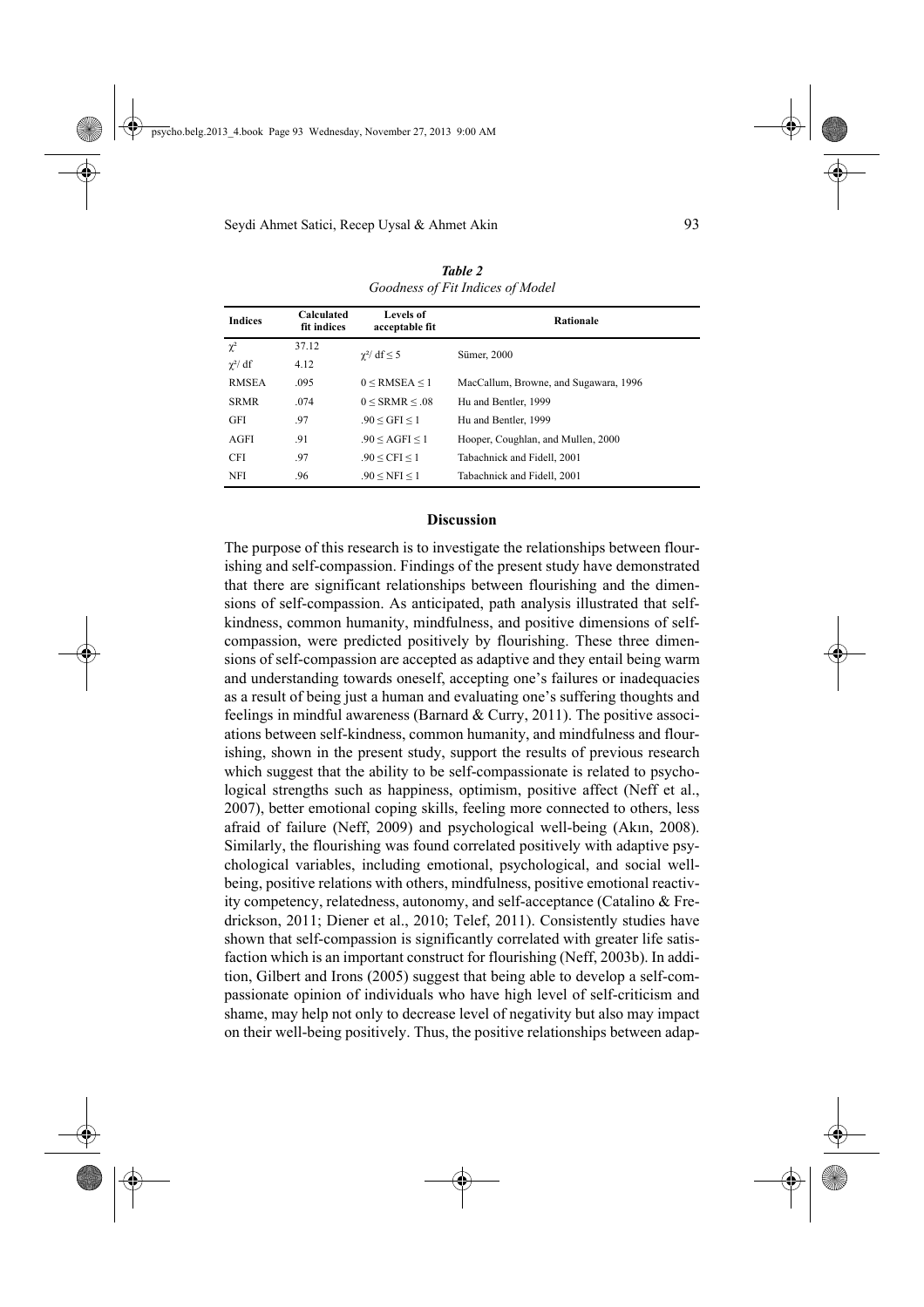*Table 2*
*Goodness of Fit Indices of Model*

| Indices | Calculated fit indices | Levels of acceptable fit | Rationale |
|---|---|---|---|
| $\chi^2$ | 37.12 | $\chi^2/\text{df} \leq 5$ | Sümer, 2000 |
| $\chi^2/\text{df}$ | 4.12 | | |
| RMSEA | .095 | $0 \leq \text{RMSEA} \leq 1$ | MacCallum, Browne, and Sugawara, 1996 |
| SRMR | .074 | $0 \leq \text{SRMR} \leq .08$ | Hu and Bentler, 1999 |
| GFI | .97 | $.90 \leq \text{GFI} \leq 1$ | Hu and Bentler, 1999 |
| AGFI | .91 | $.90 \leq \text{AGFI} \leq 1$ | Hooper, Coughlan, and Mullen, 2000 |
| CFI | .97 | $.90 \leq \text{CFI} \leq 1$ | Tabachnick and Fidell, 2001 |
| NFI | .96 | $.90 \leq \text{NFI} \leq 1$ | Tabachnick and Fidell, 2001 |

## Discussion

The purpose of this research is to investigate the relationships between flourishing and self-compassion. Findings of the present study have demonstrated that there are significant relationships between flourishing and the dimensions of self-compassion. As anticipated, path analysis illustrated that self-kindness, common humanity, mindfulness, and positive dimensions of self-compassion, were predicted positively by flourishing. These three dimensions of self-compassion are accepted as adaptive and they entail being warm and understanding towards oneself, accepting one's failures or inadequacies as a result of being just a human and evaluating one's suffering thoughts and feelings in mindful awareness (Barnard & Curry, 2011). The positive associations between self-kindness, common humanity, and mindfulness and flourishing, shown in the present study, support the results of previous research which suggest that the ability to be self-compassionate is related to psychological strengths such as happiness, optimism, positive affect (Neff et al., 2007), better emotional coping skills, feeling more connected to others, less afraid of failure (Neff, 2009) and psychological well-being (Akın, 2008). Similarly, the flourishing was found correlated positively with adaptive psychological variables, including emotional, psychological, and social well-being, positive relations with others, mindfulness, positive emotional reactivity competency, relatedness, autonomy, and self-acceptance (Catalino & Fredrickson, 2011; Diener et al., 2010; Telef, 2011). Consistently studies have shown that self-compassion is significantly correlated with greater life satisfaction which is an important construct for flourishing (Neff, 2003b). In addition, Gilbert and Irons (2005) suggest that being able to develop a self-compassionate opinion of individuals who have high level of self-criticism and shame, may help not only to decrease level of negativity but also may impact on their well-being positively. Thus, the positive relationships between adap-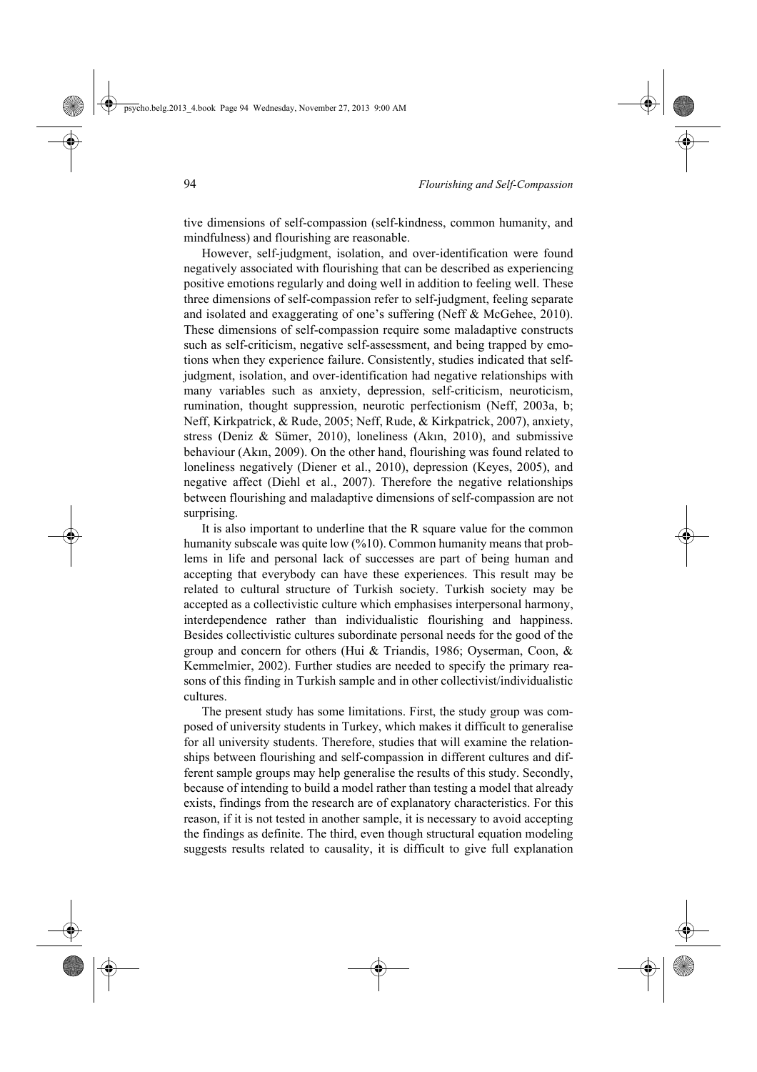tive dimensions of self-compassion (self-kindness, common humanity, and mindfulness) and flourishing are reasonable.

However, self-judgment, isolation, and over-identification were found negatively associated with flourishing that can be described as experiencing positive emotions regularly and doing well in addition to feeling well. These three dimensions of self-compassion refer to self-judgment, feeling separate and isolated and exaggerating of one's suffering (Neff & McGehee, 2010). These dimensions of self-compassion require some maladaptive constructs such as self-criticism, negative self-assessment, and being trapped by emotions when they experience failure. Consistently, studies indicated that self-judgment, isolation, and over-identification had negative relationships with many variables such as anxiety, depression, self-criticism, neuroticism, rumination, thought suppression, neurotic perfectionism (Neff, 2003a, b; Neff, Kirkpatrick, & Rude, 2005; Neff, Rude, & Kirkpatrick, 2007), anxiety, stress (Deniz & Sümer, 2010), loneliness (Akın, 2010), and submissive behaviour (Akın, 2009). On the other hand, flourishing was found related to loneliness negatively (Diener et al., 2010), depression (Keyes, 2005), and negative affect (Diehl et al., 2007). Therefore the negative relationships between flourishing and maladaptive dimensions of self-compassion are not surprising.

It is also important to underline that the R square value for the common humanity subscale was quite low (%10). Common humanity means that problems in life and personal lack of successes are part of being human and accepting that everybody can have these experiences. This result may be related to cultural structure of Turkish society. Turkish society may be accepted as a collectivistic culture which emphasises interpersonal harmony, interdependence rather than individualistic flourishing and happiness. Besides collectivistic cultures subordinate personal needs for the good of the group and concern for others (Hui & Triandis, 1986; Oyserman, Coon, & Kemmelmier, 2002). Further studies are needed to specify the primary reasons of this finding in Turkish sample and in other collectivist/individualistic cultures.

The present study has some limitations. First, the study group was composed of university students in Turkey, which makes it difficult to generalise for all university students. Therefore, studies that will examine the relationships between flourishing and self-compassion in different cultures and different sample groups may help generalise the results of this study. Secondly, because of intending to build a model rather than testing a model that already exists, findings from the research are of explanatory characteristics. For this reason, if it is not tested in another sample, it is necessary to avoid accepting the findings as definite. The third, even though structural equation modeling suggests results related to causality, it is difficult to give full explanation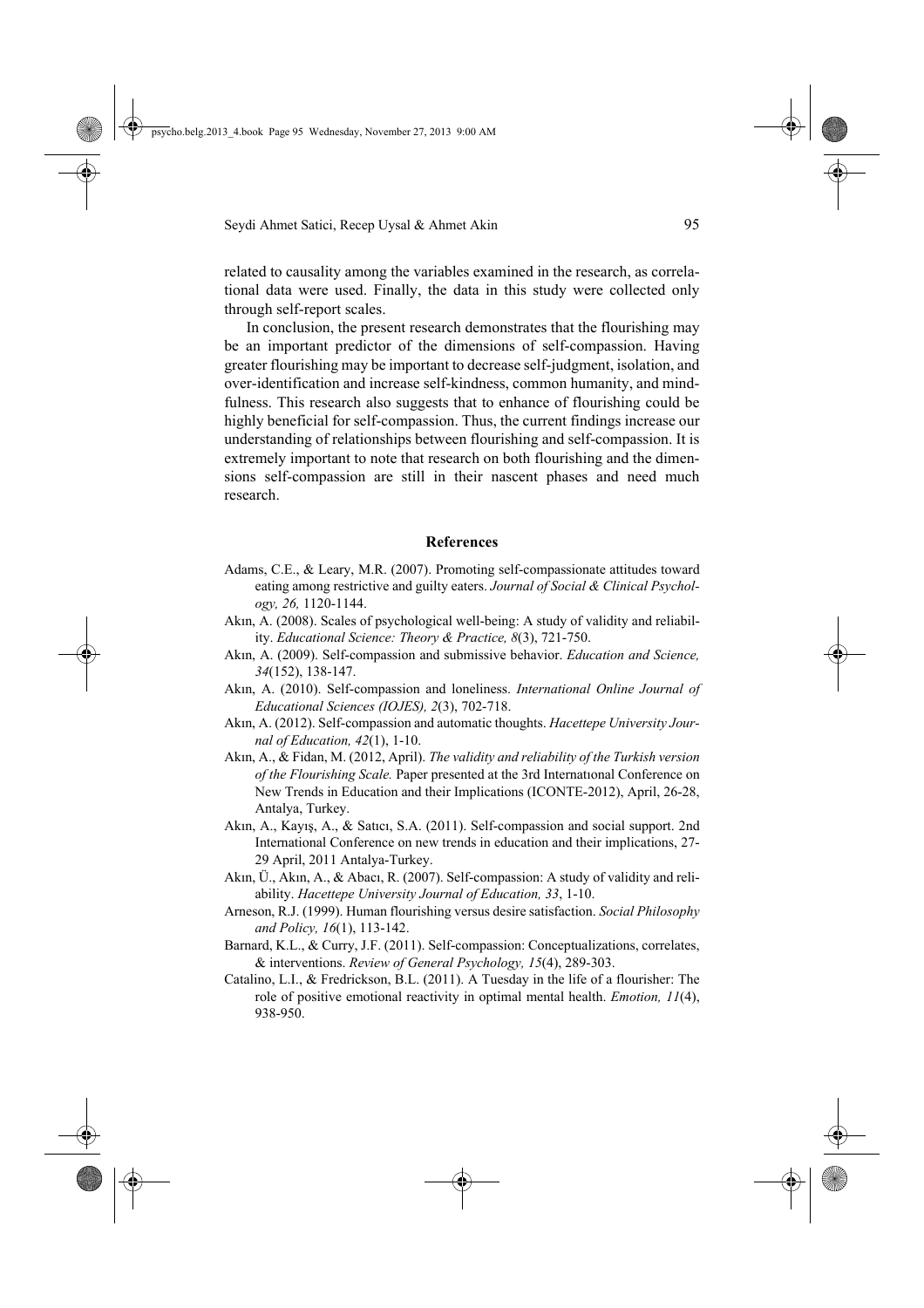related to causality among the variables examined in the research, as correlational data were used. Finally, the data in this study were collected only through self-report scales.

In conclusion, the present research demonstrates that the flourishing may be an important predictor of the dimensions of self-compassion. Having greater flourishing may be important to decrease self-judgment, isolation, and over-identification and increase self-kindness, common humanity, and mindfulness. This research also suggests that to enhance of flourishing could be highly beneficial for self-compassion. Thus, the current findings increase our understanding of relationships between flourishing and self-compassion. It is extremely important to note that research on both flourishing and the dimensions self-compassion are still in their nascent phases and need much research.

## References

Adams, C.E., & Leary, M.R. (2007). Promoting self-compassionate attitudes toward eating among restrictive and guilty eaters. *Journal of Social & Clinical Psychology, 26,* 1120-1144.

Akın, A. (2008). Scales of psychological well-being: A study of validity and reliability. *Educational Science: Theory & Practice, 8*(3), 721-750.

Akın, A. (2009). Self-compassion and submissive behavior. *Education and Science, 34*(152), 138-147.

Akın, A. (2010). Self-compassion and loneliness. *International Online Journal of Educational Sciences (IOJES), 2*(3), 702-718.

Akın, A. (2012). Self-compassion and automatic thoughts. *Hacettepe University Journal of Education, 42*(1), 1-10.

Akın, A., & Fidan, M. (2012, April). *The validity and reliability of the Turkish version of the Flourishing Scale.* Paper presented at the 3rd Internatıonal Conference on New Trends in Education and their Implications (ICONTE-2012), April, 26-28, Antalya, Turkey.

Akın, A., Kayış, A., & Satıcı, S.A. (2011). Self-compassion and social support. 2nd International Conference on new trends in education and their implications, 27-29 April, 2011 Antalya-Turkey.

Akın, Ü., Akın, A., & Abacı, R. (2007). Self-compassion: A study of validity and reliability. *Hacettepe University Journal of Education, 33*, 1-10.

Arneson, R.J. (1999). Human flourishing versus desire satisfaction. *Social Philosophy and Policy, 16*(1), 113-142.

Barnard, K.L., & Curry, J.F. (2011). Self-compassion: Conceptualizations, correlates, & interventions. *Review of General Psychology, 15*(4), 289-303.

Catalino, L.I., & Fredrickson, B.L. (2011). A Tuesday in the life of a flourisher: The role of positive emotional reactivity in optimal mental health. *Emotion, 11*(4), 938-950.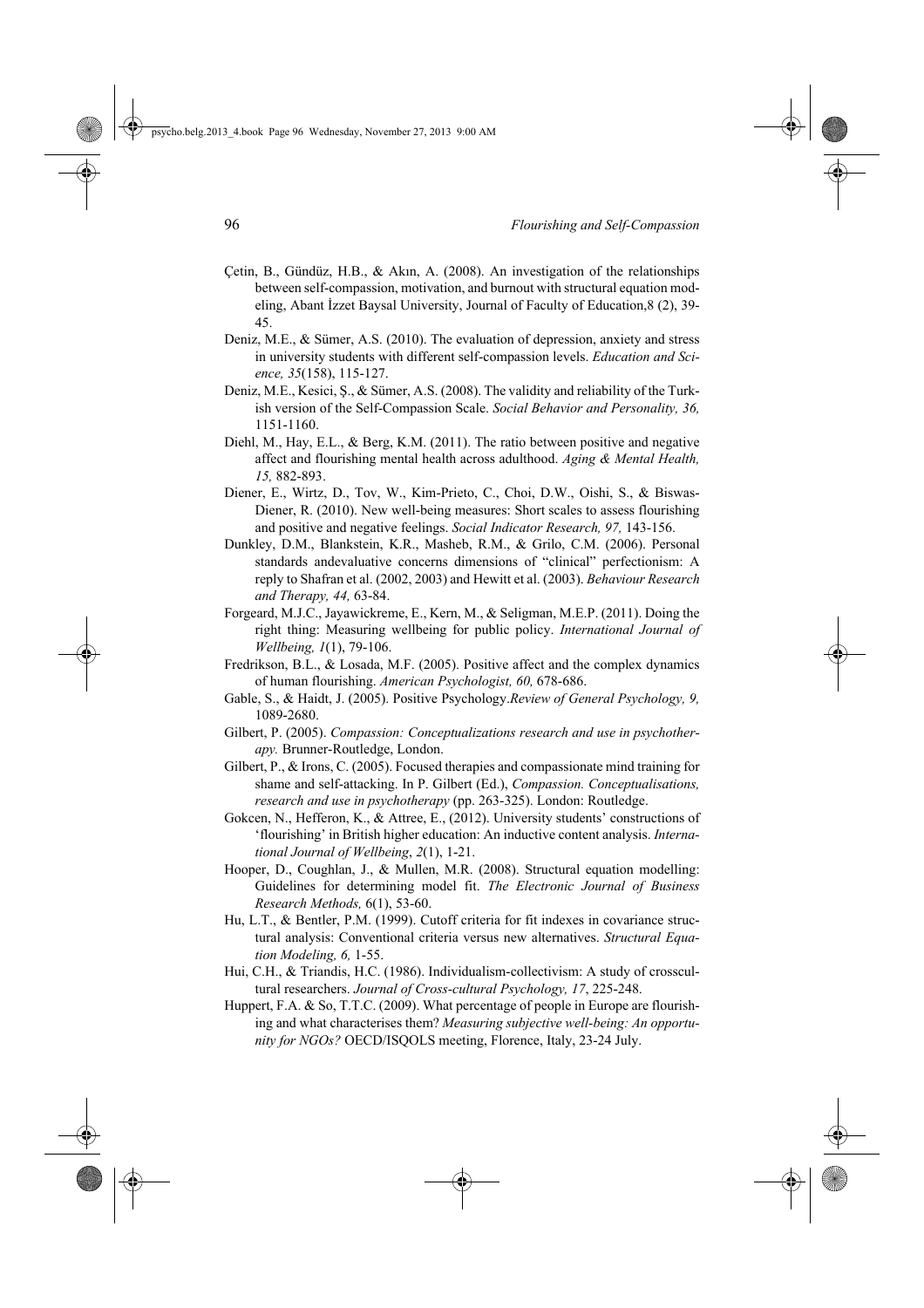Çetin, B., Gündüz, H.B., & Akın, A. (2008). An investigation of the relationships between self-compassion, motivation, and burnout with structural equation modeling, Abant İzzet Baysal University, Journal of Faculty of Education,8 (2), 39-45.

Deniz, M.E., & Sümer, A.S. (2010). The evaluation of depression, anxiety and stress in university students with different self-compassion levels. *Education and Science, 35*(158), 115-127.

Deniz, M.E., Kesici, Ş., & Sümer, A.S. (2008). The validity and reliability of the Turkish version of the Self-Compassion Scale. *Social Behavior and Personality, 36,* 1151-1160.

Diehl, M., Hay, E.L., & Berg, K.M. (2011). The ratio between positive and negative affect and flourishing mental health across adulthood. *Aging & Mental Health, 15,* 882-893.

Diener, E., Wirtz, D., Tov, W., Kim-Prieto, C., Choi, D.W., Oishi, S., & Biswas-Diener, R. (2010). New well-being measures: Short scales to assess flourishing and positive and negative feelings. *Social Indicator Research, 97,* 143-156.

Dunkley, D.M., Blankstein, K.R., Masheb, R.M., & Grilo, C.M. (2006). Personal standards andevaluative concerns dimensions of "clinical" perfectionism: A reply to Shafran et al. (2002, 2003) and Hewitt et al. (2003). *Behaviour Research and Therapy, 44,* 63-84.

Forgeard, M.J.C., Jayawickreme, E., Kern, M., & Seligman, M.E.P. (2011). Doing the right thing: Measuring wellbeing for public policy. *International Journal of Wellbeing, 1*(1), 79-106.

Fredrikson, B.L., & Losada, M.F. (2005). Positive affect and the complex dynamics of human flourishing. *American Psychologist, 60,* 678-686.

Gable, S., & Haidt, J. (2005). Positive Psychology.*Review of General Psychology, 9,* 1089-2680.

Gilbert, P. (2005). *Compassion: Conceptualizations research and use in psychotherapy.* Brunner-Routledge, London.

Gilbert, P., & Irons, C. (2005). Focused therapies and compassionate mind training for shame and self-attacking. In P. Gilbert (Ed.), *Compassion. Conceptualisations, research and use in psychotherapy* (pp. 263-325). London: Routledge.

Gokcen, N., Hefferon, K., & Attree, E., (2012). University students' constructions of 'flourishing' in British higher education: An inductive content analysis. *International Journal of Wellbeing*, *2*(1), 1-21.

Hooper, D., Coughlan, J., & Mullen, M.R. (2008). Structural equation modelling: Guidelines for determining model fit. *The Electronic Journal of Business Research Methods,* 6(1), 53-60.

Hu, L.T., & Bentler, P.M. (1999). Cutoff criteria for fit indexes in covariance structural analysis: Conventional criteria versus new alternatives. *Structural Equation Modeling, 6,* 1-55.

Hui, C.H., & Triandis, H.C. (1986). Individualism-collectivism: A study of crosscultural researchers. *Journal of Cross-cultural Psychology, 17*, 225-248.

Huppert, F.A. & So, T.T.C. (2009). What percentage of people in Europe are flourishing and what characterises them? *Measuring subjective well-being: An opportunity for NGOs?* OECD/ISQOLS meeting, Florence, Italy, 23-24 July.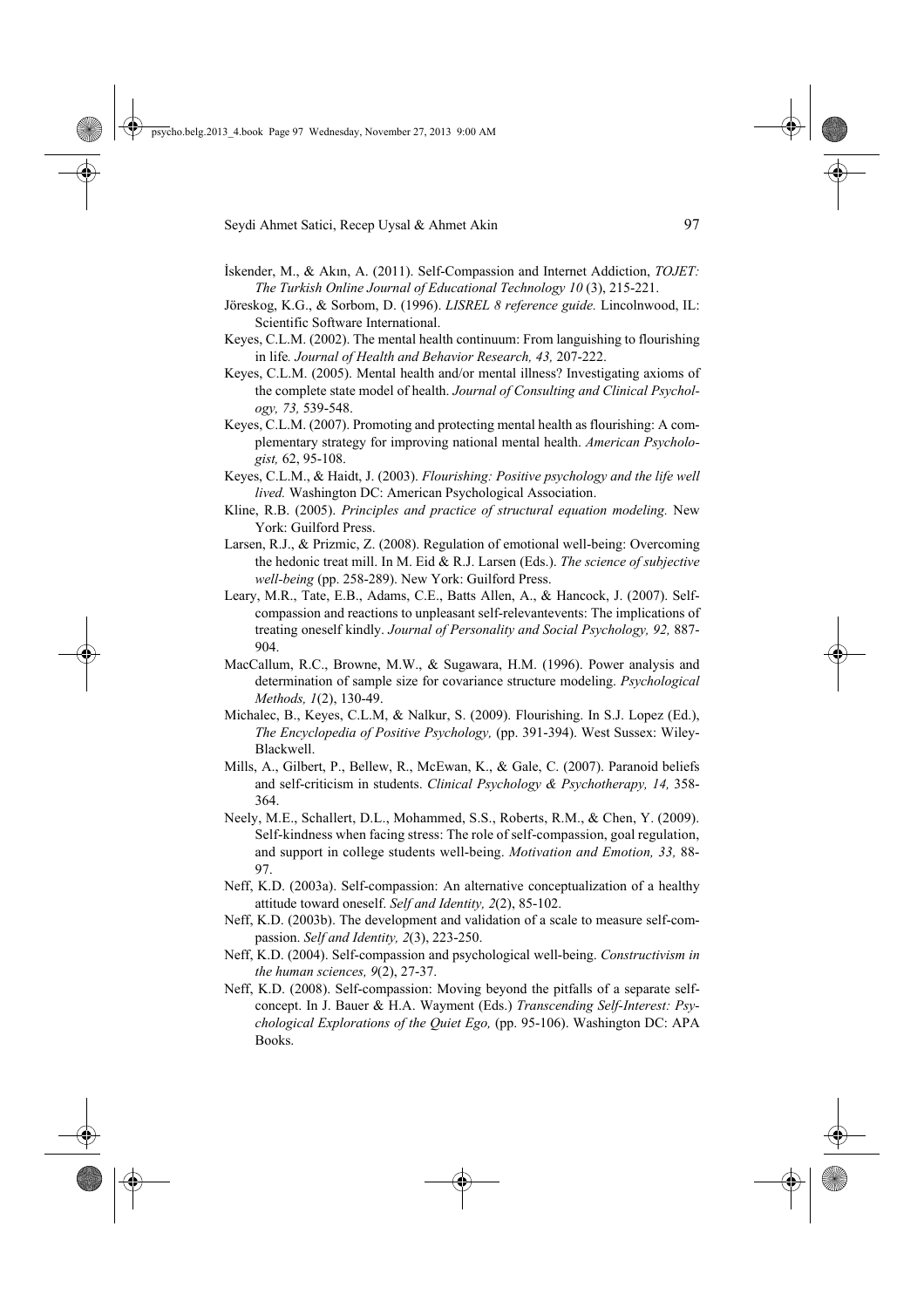İskender, M., & Akın, A. (2011). Self-Compassion and Internet Addiction, *TOJET: The Turkish Online Journal of Educational Technology 10* (3), 215-221.

Jöreskog, K.G., & Sorbom, D. (1996). *LISREL 8 reference guide.* Lincolnwood, IL: Scientific Software International.

Keyes, C.L.M. (2002). The mental health continuum: From languishing to flourishing in life*. Journal of Health and Behavior Research, 43,* 207-222.

Keyes, C.L.M. (2005). Mental health and/or mental illness? Investigating axioms of the complete state model of health. *Journal of Consulting and Clinical Psychology, 73,* 539-548.

Keyes, C.L.M. (2007). Promoting and protecting mental health as flourishing: A complementary strategy for improving national mental health. *American Psychologist,* 62, 95-108.

Keyes, C.L.M., & Haidt, J. (2003). *Flourishing: Positive psychology and the life well lived.* Washington DC: American Psychological Association.

Kline, R.B. (2005). *Principles and practice of structural equation modeling.* New York: Guilford Press.

Larsen, R.J., & Prizmic, Z. (2008). Regulation of emotional well-being: Overcoming the hedonic treat mill. In M. Eid & R.J. Larsen (Eds.). *The science of subjective well-being* (pp. 258-289). New York: Guilford Press.

Leary, M.R., Tate, E.B., Adams, C.E., Batts Allen, A., & Hancock, J. (2007). Self-compassion and reactions to unpleasant self-relevantevents: The implications of treating oneself kindly. *Journal of Personality and Social Psychology, 92,* 887-904.

MacCallum, R.C., Browne, M.W., & Sugawara, H.M. (1996). Power analysis and determination of sample size for covariance structure modeling. *Psychological Methods, 1*(2), 130-49.

Michalec, B., Keyes, C.L.M, & Nalkur, S. (2009). Flourishing. In S.J. Lopez (Ed.), *The Encyclopedia of Positive Psychology,* (pp. 391-394). West Sussex: Wiley-Blackwell.

Mills, A., Gilbert, P., Bellew, R., McEwan, K., & Gale, C. (2007). Paranoid beliefs and self-criticism in students. *Clinical Psychology & Psychotherapy, 14,* 358-364.

Neely, M.E., Schallert, D.L., Mohammed, S.S., Roberts, R.M., & Chen, Y. (2009). Self-kindness when facing stress: The role of self-compassion, goal regulation, and support in college students well-being. *Motivation and Emotion, 33,* 88-97.

Neff, K.D. (2003a). Self-compassion: An alternative conceptualization of a healthy attitude toward oneself. *Self and Identity, 2*(2), 85-102.

Neff, K.D. (2003b). The development and validation of a scale to measure self-compassion. *Self and Identity, 2*(3), 223-250.

Neff, K.D. (2004). Self-compassion and psychological well-being. *Constructivism in the human sciences, 9*(2), 27-37.

Neff, K.D. (2008). Self-compassion: Moving beyond the pitfalls of a separate self-concept. In J. Bauer & H.A. Wayment (Eds.) *Transcending Self-Interest: Psychological Explorations of the Quiet Ego,* (pp. 95-106). Washington DC: APA Books.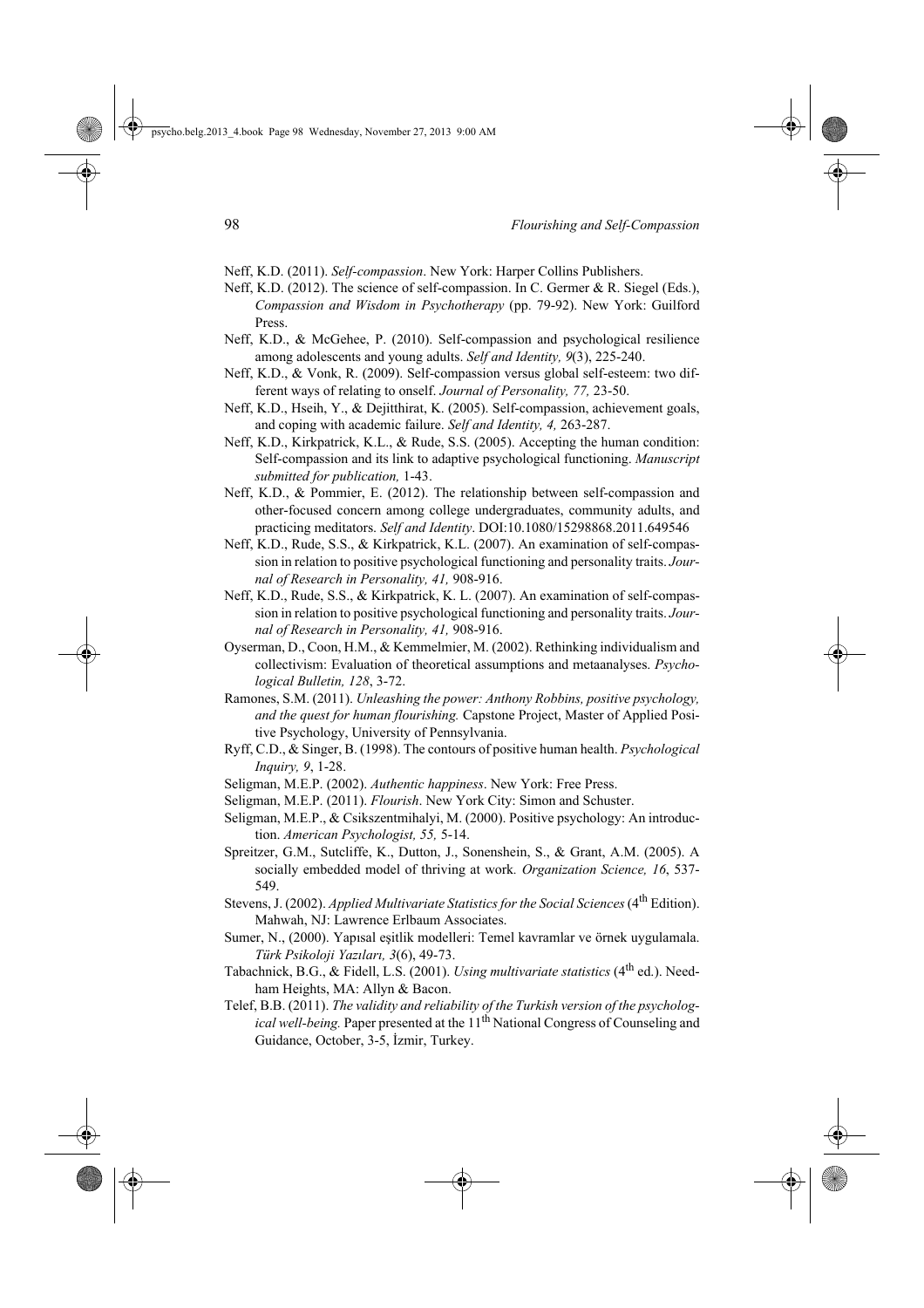Neff, K.D. (2011). *Self-compassion*. New York: Harper Collins Publishers.

Neff, K.D. (2012). The science of self-compassion. In C. Germer & R. Siegel (Eds.), *Compassion and Wisdom in Psychotherapy* (pp. 79-92). New York: Guilford Press.

Neff, K.D., & McGehee, P. (2010). Self-compassion and psychological resilience among adolescents and young adults. *Self and Identity, 9*(3), 225-240.

Neff, K.D., & Vonk, R. (2009). Self-compassion versus global self-esteem: two different ways of relating to onself. *Journal of Personality, 77,* 23-50.

Neff, K.D., Hseih, Y., & Dejitthirat, K. (2005). Self-compassion, achievement goals, and coping with academic failure. *Self and Identity, 4,* 263-287.

Neff, K.D., Kirkpatrick, K.L., & Rude, S.S. (2005). Accepting the human condition: Self-compassion and its link to adaptive psychological functioning. *Manuscript submitted for publication,* 1-43.

Neff, K.D., & Pommier, E. (2012). The relationship between self-compassion and other-focused concern among college undergraduates, community adults, and practicing meditators. *Self and Identity*. DOI:10.1080/15298868.2011.649546

Neff, K.D., Rude, S.S., & Kirkpatrick, K.L. (2007). An examination of self-compassion in relation to positive psychological functioning and personality traits. *Journal of Research in Personality, 41,* 908-916.

Neff, K.D., Rude, S.S., & Kirkpatrick, K. L. (2007). An examination of self-compassion in relation to positive psychological functioning and personality traits. *Journal of Research in Personality, 41,* 908-916.

Oyserman, D., Coon, H.M., & Kemmelmier, M. (2002). Rethinking individualism and collectivism: Evaluation of theoretical assumptions and metaanalyses. *Psychological Bulletin, 128*, 3-72.

Ramones, S.M. (2011). *Unleashing the power: Anthony Robbins, positive psychology, and the quest for human flourishing.* Capstone Project, Master of Applied Positive Psychology, University of Pennsylvania.

Ryff, C.D., & Singer, B. (1998). The contours of positive human health. *Psychological Inquiry, 9*, 1-28.

Seligman, M.E.P. (2002). *Authentic happiness*. New York: Free Press.

Seligman, M.E.P. (2011). *Flourish*. New York City: Simon and Schuster.

Seligman, M.E.P., & Csikszentmihalyi, M. (2000). Positive psychology: An introduction. *American Psychologist, 55,* 5-14.

Spreitzer, G.M., Sutcliffe, K., Dutton, J., Sonenshein, S., & Grant, A.M. (2005). A socially embedded model of thriving at work. *Organization Science, 16*, 537-549.

Stevens, J. (2002). *Applied Multivariate Statistics for the Social Sciences* (4th Edition). Mahwah, NJ: Lawrence Erlbaum Associates.

Sumer, N., (2000). Yapısal eşitlik modelleri: Temel kavramlar ve örnek uygulamala. *Türk Psikoloji Yazıları, 3*(6), 49-73.

Tabachnick, B.G., & Fidell, L.S. (2001). *Using multivariate statistics* (4th ed.). Needham Heights, MA: Allyn & Bacon.

Telef, B.B. (2011). *The validity and reliability of the Turkish version of the psychological well-being.* Paper presented at the 11th National Congress of Counseling and Guidance, October, 3-5, İzmir, Turkey.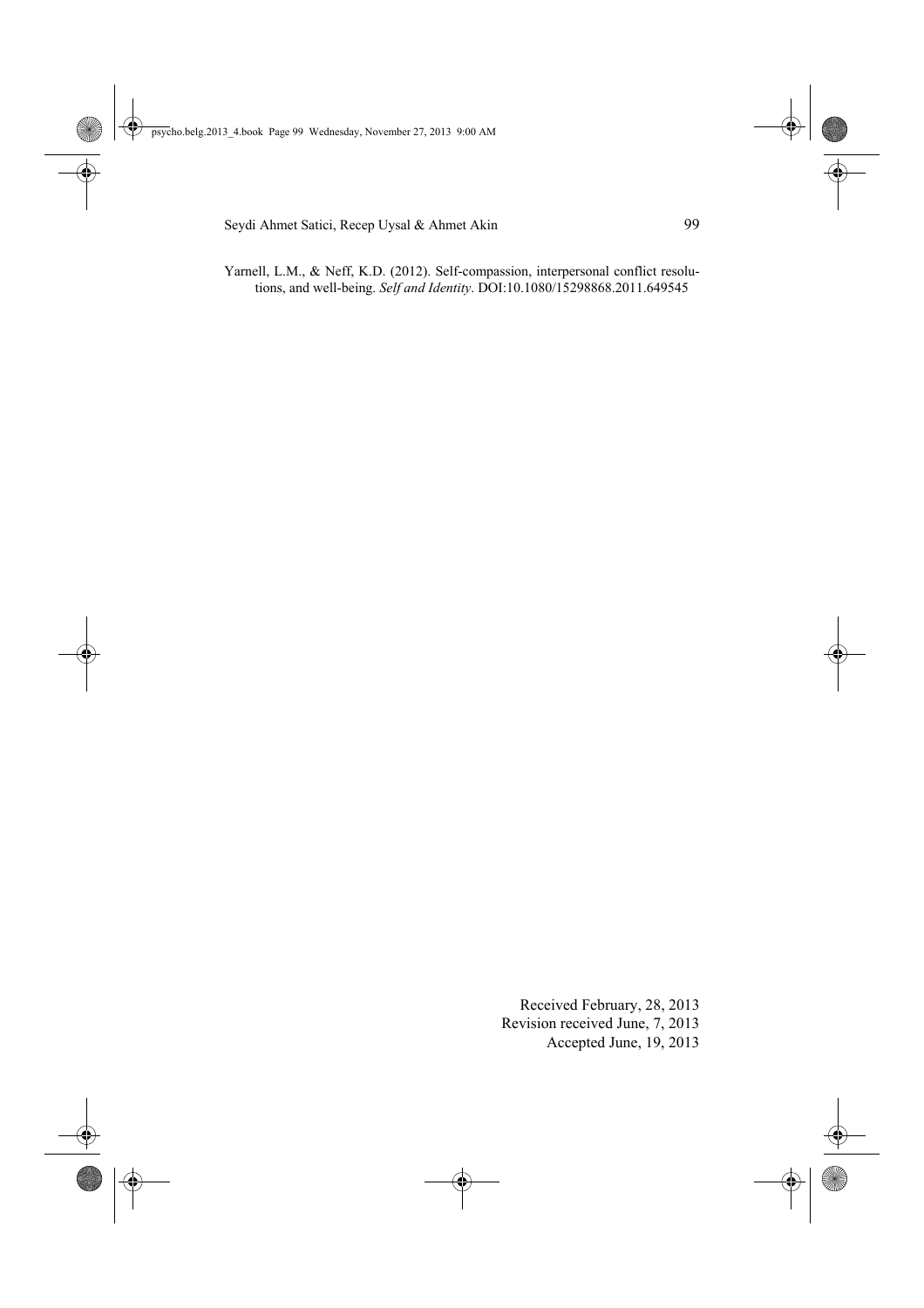Yarnell, L.M., & Neff, K.D. (2012). Self-compassion, interpersonal conflict resolutions, and well-being. *Self and Identity*. DOI:10.1080/15298868.2011.649545

Received February, 28, 2013
Revision received June, 7, 2013
Accepted June, 19, 2013